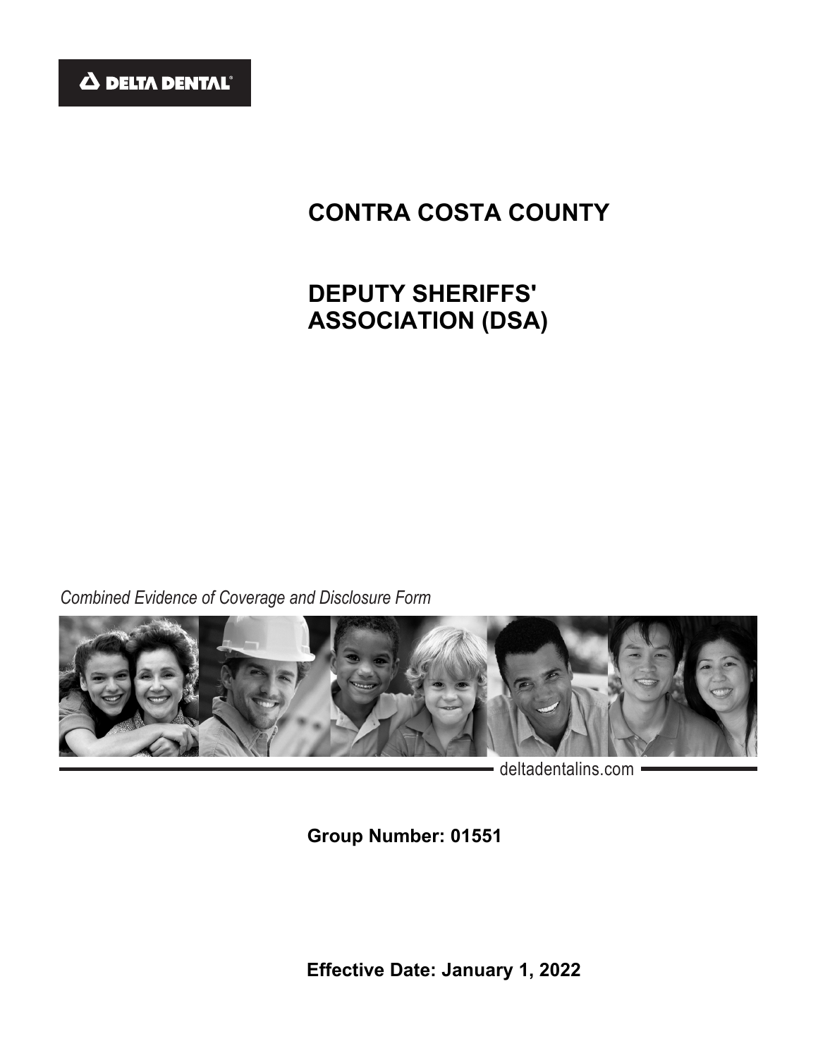DELTA DENTAL

# CONTRA COSTA COUNTY

# DEPUTY SHERIFFS' ASSOCIATION (DSA)

*Combined Evidence of Coverage and Disclosure Form*

deltadentalins.com

**Group Number: 01551**

**Effective Date: January 1, 2022**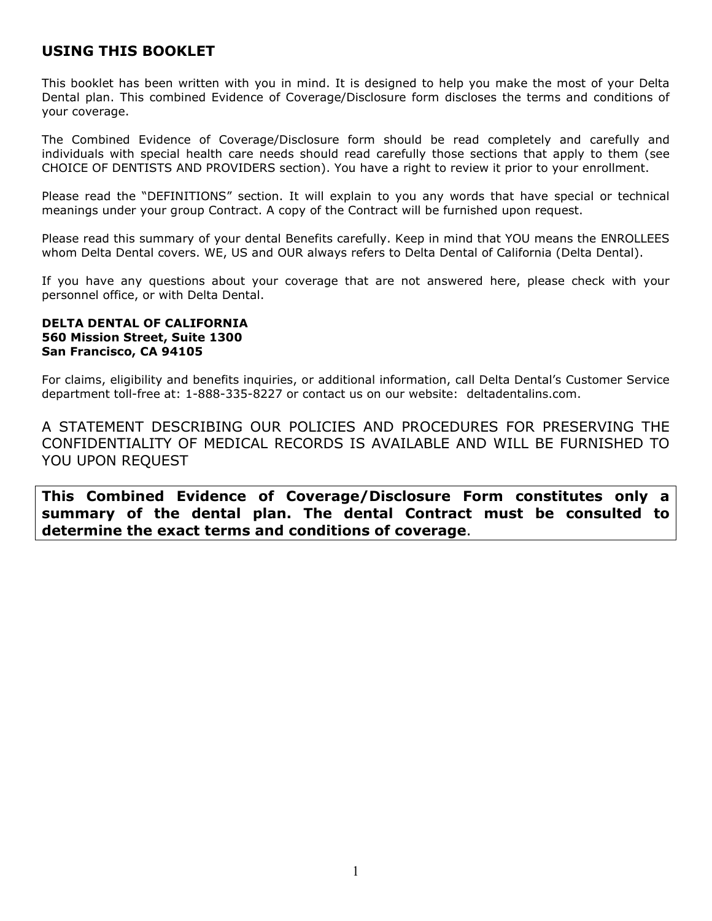## USING THIS BOOKLET

This booklet has been written with you in mind. It is designed to help you make the most of your Delta Dental plan. This combined Evidence of Coverage/Disclosure form discloses the terms and conditions of your coverage.

The Combined Evidence of Coverage/Disclosure form should be read completely and carefully and individuals with special health care needs should read carefully those sections that apply to them (see CHOICE OF DENTISTS AND PROVIDERS section). You have a right to review it prior to your enrollment.

Please read the "DEFINITIONS" section. It will explain to you any words that have special or technical meanings under your group Contract. A copy of the Contract will be furnished upon request.

Please read this summary of your dental Benefits carefully. Keep in mind that YOU means the ENROLLEES whom Delta Dental covers. WE, US and OUR always refers to Delta Dental of California (Delta Dental).

If you have any questions about your coverage that are not answered here, please check with your personnel office, or with Delta Dental.

**DELTA DENTAL OF CALIFORNIA**
**560 Mission Street, Suite 1300**
**San Francisco, CA 94105**

For claims, eligibility and benefits inquiries, or additional information, call Delta Dental's Customer Service department toll-free at: 1-888-335-8227 or contact us on our website: deltadentalins.com.

A STATEMENT DESCRIBING OUR POLICIES AND PROCEDURES FOR PRESERVING THE CONFIDENTIALITY OF MEDICAL RECORDS IS AVAILABLE AND WILL BE FURNISHED TO YOU UPON REQUEST

**This Combined Evidence of Coverage/Disclosure Form constitutes only a summary of the dental plan. The dental Contract must be consulted to determine the exact terms and conditions of coverage**.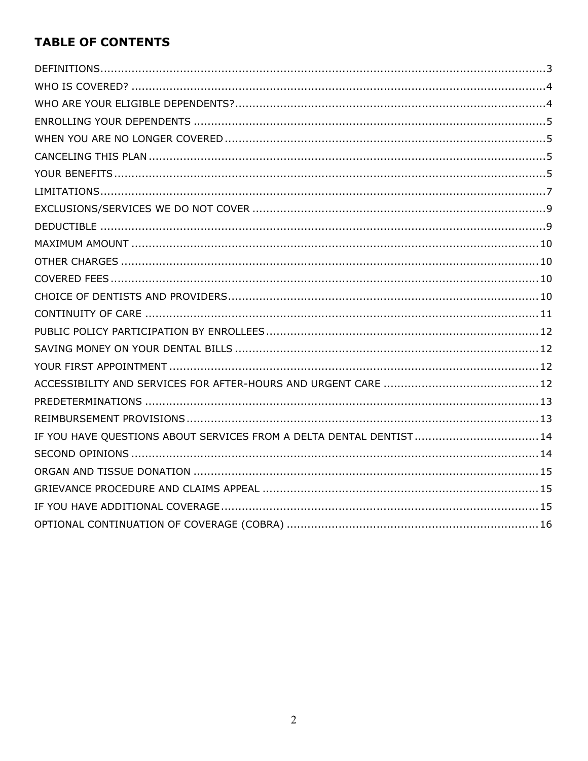# TABLE OF CONTENTS

DEFINITIONS....................................................................................................................3
WHO IS COVERED? ........................................................................................................4
WHO ARE YOUR ELIGIBLE DEPENDENTS?.......................................................................4
ENROLLING YOUR DEPENDENTS .....................................................................................5
WHEN YOU ARE NO LONGER COVERED ...........................................................................5
CANCELING THIS PLAN ..................................................................................................5
YOUR BENEFITS ............................................................................................................5
LIMITATIONS.................................................................................................................7
EXCLUSIONS/SERVICES WE DO NOT COVER ...................................................................9
DEDUCTIBLE .................................................................................................................9
MAXIMUM AMOUNT .......................................................................................................10
OTHER CHARGES ..........................................................................................................10
COVERED FEES .............................................................................................................10
CHOICE OF DENTISTS AND PROVIDERS..........................................................................10
CONTINUITY OF CARE ...................................................................................................11
PUBLIC POLICY PARTICIPATION BY ENROLLEES ..............................................................12
SAVING MONEY ON YOUR DENTAL BILLS .........................................................................12
YOUR FIRST APPOINTMENT ............................................................................................12
ACCESSIBILITY AND SERVICES FOR AFTER-HOURS AND URGENT CARE ............................12
PREDETERMINATIONS ...................................................................................................13
REIMBURSEMENT PROVISIONS .......................................................................................13
IF YOU HAVE QUESTIONS ABOUT SERVICES FROM A DELTA DENTAL DENTIST ....................14
SECOND OPINIONS ........................................................................................................14
ORGAN AND TISSUE DONATION .....................................................................................15
GRIEVANCE PROCEDURE AND CLAIMS APPEAL ................................................................15
IF YOU HAVE ADDITIONAL COVERAGE .............................................................................15
OPTIONAL CONTINUATION OF COVERAGE (COBRA) .........................................................16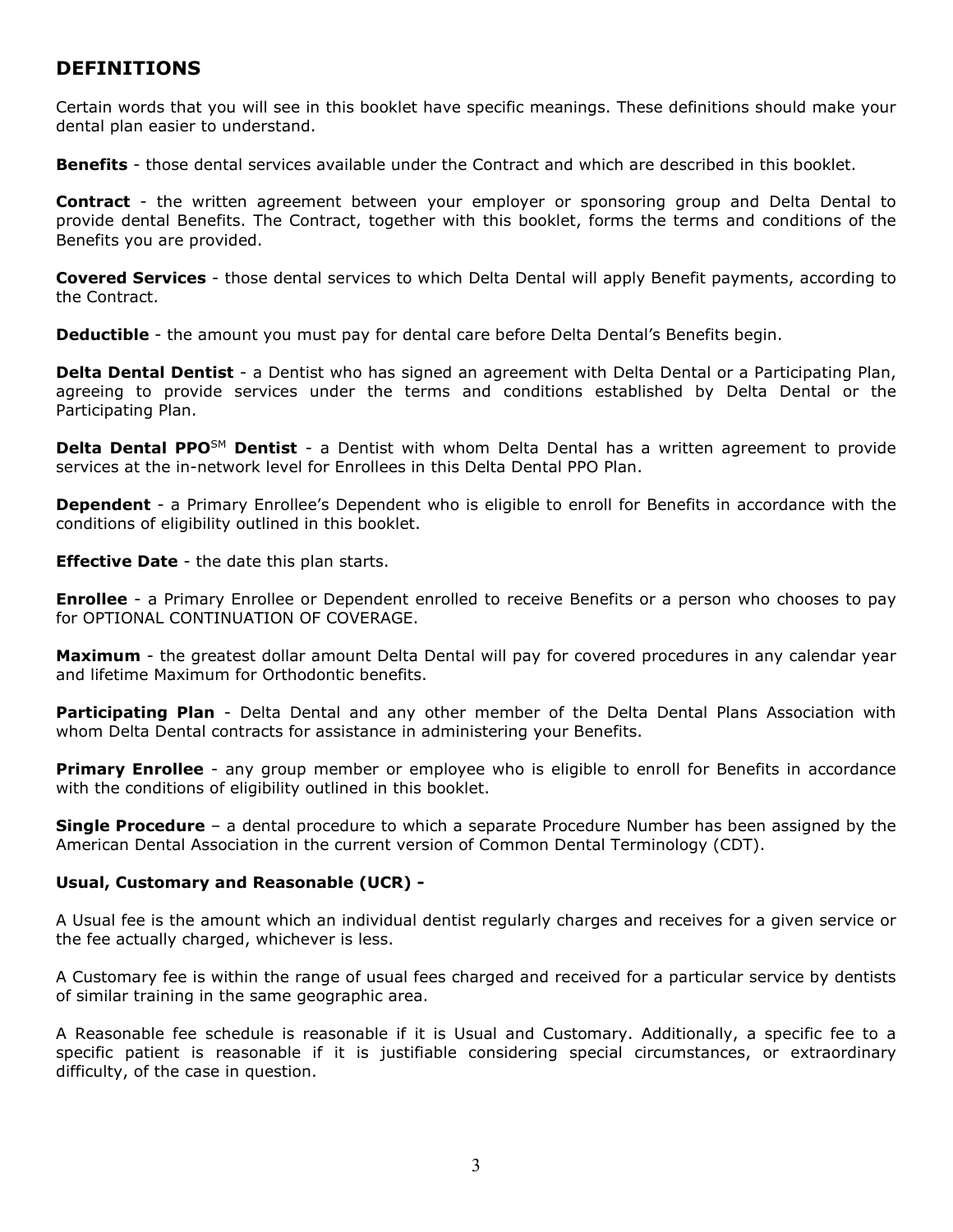## DEFINITIONS

Certain words that you will see in this booklet have specific meanings. These definitions should make your dental plan easier to understand.

**Benefits** - those dental services available under the Contract and which are described in this booklet.

**Contract** - the written agreement between your employer or sponsoring group and Delta Dental to provide dental Benefits. The Contract, together with this booklet, forms the terms and conditions of the Benefits you are provided.

**Covered Services** - those dental services to which Delta Dental will apply Benefit payments, according to the Contract.

**Deductible** - the amount you must pay for dental care before Delta Dental's Benefits begin.

**Delta Dental Dentist** - a Dentist who has signed an agreement with Delta Dental or a Participating Plan, agreeing to provide services under the terms and conditions established by Delta Dental or the Participating Plan.

**Delta Dental PPO**SM **Dentist** - a Dentist with whom Delta Dental has a written agreement to provide services at the in-network level for Enrollees in this Delta Dental PPO Plan.

**Dependent** - a Primary Enrollee's Dependent who is eligible to enroll for Benefits in accordance with the conditions of eligibility outlined in this booklet.

**Effective Date** - the date this plan starts.

**Enrollee** - a Primary Enrollee or Dependent enrolled to receive Benefits or a person who chooses to pay for OPTIONAL CONTINUATION OF COVERAGE.

**Maximum** - the greatest dollar amount Delta Dental will pay for covered procedures in any calendar year and lifetime Maximum for Orthodontic benefits.

**Participating Plan** - Delta Dental and any other member of the Delta Dental Plans Association with whom Delta Dental contracts for assistance in administering your Benefits.

**Primary Enrollee** - any group member or employee who is eligible to enroll for Benefits in accordance with the conditions of eligibility outlined in this booklet.

**Single Procedure** – a dental procedure to which a separate Procedure Number has been assigned by the American Dental Association in the current version of Common Dental Terminology (CDT).

**Usual, Customary and Reasonable (UCR) -**

A Usual fee is the amount which an individual dentist regularly charges and receives for a given service or the fee actually charged, whichever is less.

A Customary fee is within the range of usual fees charged and received for a particular service by dentists of similar training in the same geographic area.

A Reasonable fee schedule is reasonable if it is Usual and Customary. Additionally, a specific fee to a specific patient is reasonable if it is justifiable considering special circumstances, or extraordinary difficulty, of the case in question.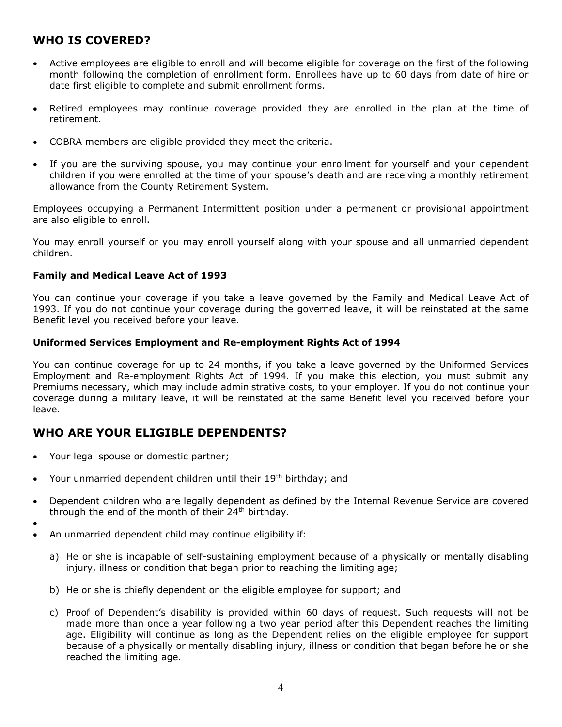## WHO IS COVERED?

- Active employees are eligible to enroll and will become eligible for coverage on the first of the following month following the completion of enrollment form. Enrollees have up to 60 days from date of hire or date first eligible to complete and submit enrollment forms.
- Retired employees may continue coverage provided they are enrolled in the plan at the time of retirement.
- COBRA members are eligible provided they meet the criteria.
- If you are the surviving spouse, you may continue your enrollment for yourself and your dependent children if you were enrolled at the time of your spouse's death and are receiving a monthly retirement allowance from the County Retirement System.

Employees occupying a Permanent Intermittent position under a permanent or provisional appointment are also eligible to enroll.

You may enroll yourself or you may enroll yourself along with your spouse and all unmarried dependent children.

### Family and Medical Leave Act of 1993

You can continue your coverage if you take a leave governed by the Family and Medical Leave Act of 1993. If you do not continue your coverage during the governed leave, it will be reinstated at the same Benefit level you received before your leave.

### Uniformed Services Employment and Re-employment Rights Act of 1994

You can continue coverage for up to 24 months, if you take a leave governed by the Uniformed Services Employment and Re-employment Rights Act of 1994. If you make this election, you must submit any Premiums necessary, which may include administrative costs, to your employer. If you do not continue your coverage during a military leave, it will be reinstated at the same Benefit level you received before your leave.

## WHO ARE YOUR ELIGIBLE DEPENDENTS?

- Your legal spouse or domestic partner;
- Your unmarried dependent children until their 19th birthday; and
- Dependent children who are legally dependent as defined by the Internal Revenue Service are covered through the end of the month of their 24th birthday.
- An unmarried dependent child may continue eligibility if:
  a) He or she is incapable of self-sustaining employment because of a physically or mentally disabling injury, illness or condition that began prior to reaching the limiting age;
  b) He or she is chiefly dependent on the eligible employee for support; and
  c) Proof of Dependent's disability is provided within 60 days of request. Such requests will not be made more than once a year following a two year period after this Dependent reaches the limiting age. Eligibility will continue as long as the Dependent relies on the eligible employee for support because of a physically or mentally disabling injury, illness or condition that began before he or she reached the limiting age.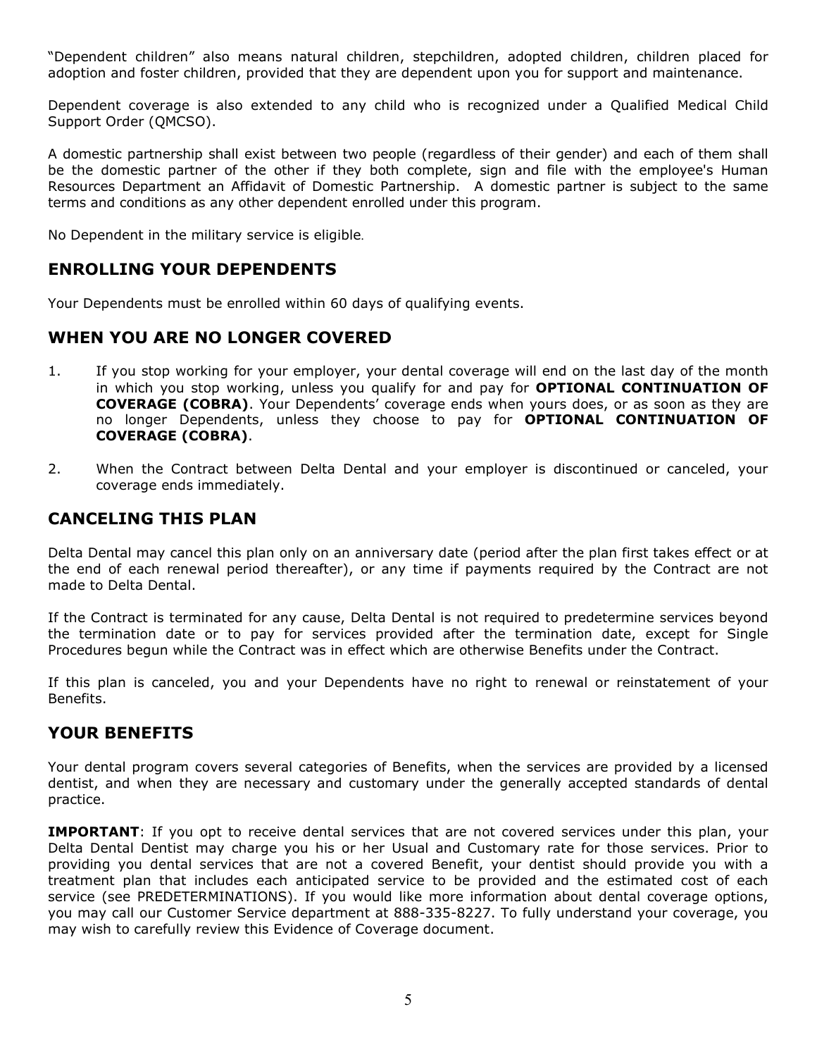"Dependent children" also means natural children, stepchildren, adopted children, children placed for adoption and foster children, provided that they are dependent upon you for support and maintenance.

Dependent coverage is also extended to any child who is recognized under a Qualified Medical Child Support Order (QMCSO).

A domestic partnership shall exist between two people (regardless of their gender) and each of them shall be the domestic partner of the other if they both complete, sign and file with the employee's Human Resources Department an Affidavit of Domestic Partnership. A domestic partner is subject to the same terms and conditions as any other dependent enrolled under this program.

No Dependent in the military service is eligible.

## ENROLLING YOUR DEPENDENTS

Your Dependents must be enrolled within 60 days of qualifying events.

## WHEN YOU ARE NO LONGER COVERED

1. If you stop working for your employer, your dental coverage will end on the last day of the month in which you stop working, unless you qualify for and pay for **OPTIONAL CONTINUATION OF COVERAGE (COBRA)**. Your Dependents' coverage ends when yours does, or as soon as they are no longer Dependents, unless they choose to pay for **OPTIONAL CONTINUATION OF COVERAGE (COBRA)**.

2. When the Contract between Delta Dental and your employer is discontinued or canceled, your coverage ends immediately.

## CANCELING THIS PLAN

Delta Dental may cancel this plan only on an anniversary date (period after the plan first takes effect or at the end of each renewal period thereafter), or any time if payments required by the Contract are not made to Delta Dental.

If the Contract is terminated for any cause, Delta Dental is not required to predetermine services beyond the termination date or to pay for services provided after the termination date, except for Single Procedures begun while the Contract was in effect which are otherwise Benefits under the Contract.

If this plan is canceled, you and your Dependents have no right to renewal or reinstatement of your Benefits.

## YOUR BENEFITS

Your dental program covers several categories of Benefits, when the services are provided by a licensed dentist, and when they are necessary and customary under the generally accepted standards of dental practice.

**IMPORTANT**: If you opt to receive dental services that are not covered services under this plan, your Delta Dental Dentist may charge you his or her Usual and Customary rate for those services. Prior to providing you dental services that are not a covered Benefit, your dentist should provide you with a treatment plan that includes each anticipated service to be provided and the estimated cost of each service (see PREDETERMINATIONS). If you would like more information about dental coverage options, you may call our Customer Service department at 888-335-8227. To fully understand your coverage, you may wish to carefully review this Evidence of Coverage document.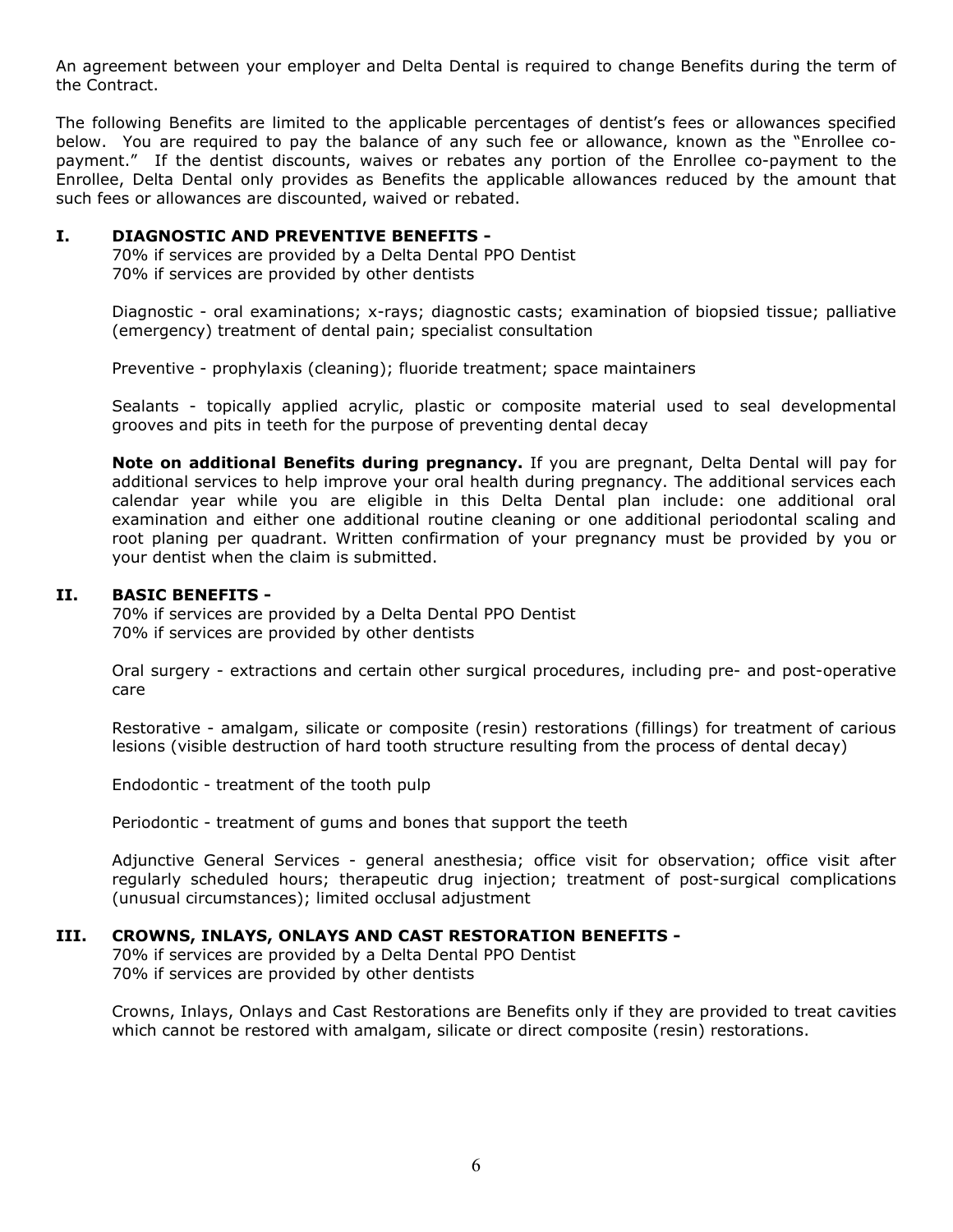An agreement between your employer and Delta Dental is required to change Benefits during the term of the Contract.

The following Benefits are limited to the applicable percentages of dentist's fees or allowances specified below. You are required to pay the balance of any such fee or allowance, known as the "Enrollee co-payment." If the dentist discounts, waives or rebates any portion of the Enrollee co-payment to the Enrollee, Delta Dental only provides as Benefits the applicable allowances reduced by the amount that such fees or allowances are discounted, waived or rebated.

## I. DIAGNOSTIC AND PREVENTIVE BENEFITS -

70% if services are provided by a Delta Dental PPO Dentist
70% if services are provided by other dentists

Diagnostic - oral examinations; x-rays; diagnostic casts; examination of biopsied tissue; palliative (emergency) treatment of dental pain; specialist consultation

Preventive - prophylaxis (cleaning); fluoride treatment; space maintainers

Sealants - topically applied acrylic, plastic or composite material used to seal developmental grooves and pits in teeth for the purpose of preventing dental decay

**Note on additional Benefits during pregnancy.** If you are pregnant, Delta Dental will pay for additional services to help improve your oral health during pregnancy. The additional services each calendar year while you are eligible in this Delta Dental plan include: one additional oral examination and either one additional routine cleaning or one additional periodontal scaling and root planing per quadrant. Written confirmation of your pregnancy must be provided by you or your dentist when the claim is submitted.

## II. BASIC BENEFITS -

70% if services are provided by a Delta Dental PPO Dentist
70% if services are provided by other dentists

Oral surgery - extractions and certain other surgical procedures, including pre- and post-operative care

Restorative - amalgam, silicate or composite (resin) restorations (fillings) for treatment of carious lesions (visible destruction of hard tooth structure resulting from the process of dental decay)

Endodontic - treatment of the tooth pulp

Periodontic - treatment of gums and bones that support the teeth

Adjunctive General Services - general anesthesia; office visit for observation; office visit after regularly scheduled hours; therapeutic drug injection; treatment of post-surgical complications (unusual circumstances); limited occlusal adjustment

## III. CROWNS, INLAYS, ONLAYS AND CAST RESTORATION BENEFITS -

70% if services are provided by a Delta Dental PPO Dentist
70% if services are provided by other dentists

Crowns, Inlays, Onlays and Cast Restorations are Benefits only if they are provided to treat cavities which cannot be restored with amalgam, silicate or direct composite (resin) restorations.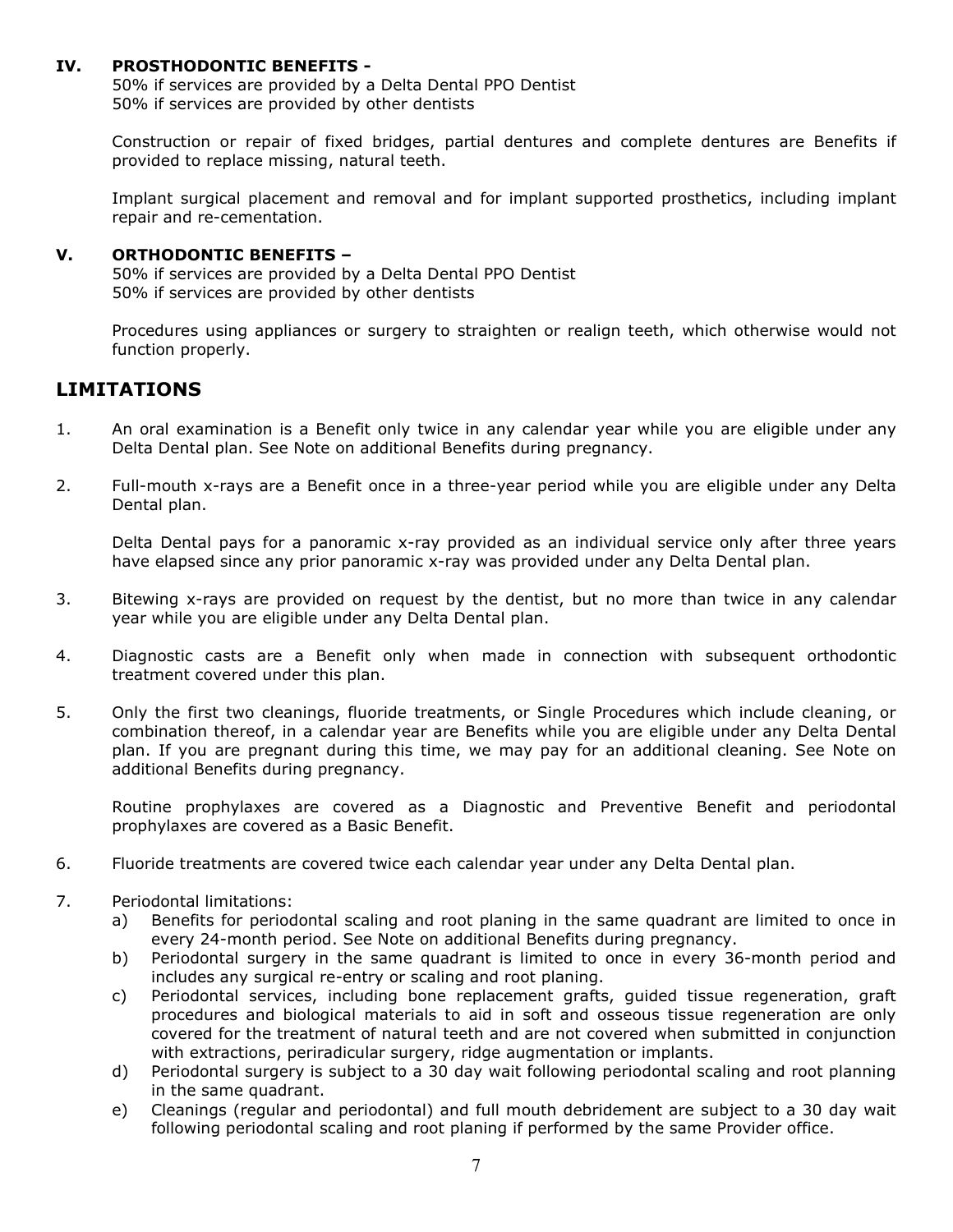### IV. PROSTHODONTIC BENEFITS -

50% if services are provided by a Delta Dental PPO Dentist
50% if services are provided by other dentists

Construction or repair of fixed bridges, partial dentures and complete dentures are Benefits if provided to replace missing, natural teeth.

Implant surgical placement and removal and for implant supported prosthetics, including implant repair and re-cementation.

### V. ORTHODONTIC BENEFITS –

50% if services are provided by a Delta Dental PPO Dentist
50% if services are provided by other dentists

Procedures using appliances or surgery to straighten or realign teeth, which otherwise would not function properly.

## LIMITATIONS

1. An oral examination is a Benefit only twice in any calendar year while you are eligible under any Delta Dental plan. See Note on additional Benefits during pregnancy.

2. Full-mouth x-rays are a Benefit once in a three-year period while you are eligible under any Delta Dental plan.

   Delta Dental pays for a panoramic x-ray provided as an individual service only after three years have elapsed since any prior panoramic x-ray was provided under any Delta Dental plan.

3. Bitewing x-rays are provided on request by the dentist, but no more than twice in any calendar year while you are eligible under any Delta Dental plan.

4. Diagnostic casts are a Benefit only when made in connection with subsequent orthodontic treatment covered under this plan.

5. Only the first two cleanings, fluoride treatments, or Single Procedures which include cleaning, or combination thereof, in a calendar year are Benefits while you are eligible under any Delta Dental plan. If you are pregnant during this time, we may pay for an additional cleaning. See Note on additional Benefits during pregnancy.

   Routine prophylaxes are covered as a Diagnostic and Preventive Benefit and periodontal prophylaxes are covered as a Basic Benefit.

6. Fluoride treatments are covered twice each calendar year under any Delta Dental plan.

7. Periodontal limitations:
   a) Benefits for periodontal scaling and root planing in the same quadrant are limited to once in every 24-month period. See Note on additional Benefits during pregnancy.
   b) Periodontal surgery in the same quadrant is limited to once in every 36-month period and includes any surgical re-entry or scaling and root planing.
   c) Periodontal services, including bone replacement grafts, guided tissue regeneration, graft procedures and biological materials to aid in soft and osseous tissue regeneration are only covered for the treatment of natural teeth and are not covered when submitted in conjunction with extractions, periradicular surgery, ridge augmentation or implants.
   d) Periodontal surgery is subject to a 30 day wait following periodontal scaling and root planning in the same quadrant.
   e) Cleanings (regular and periodontal) and full mouth debridement are subject to a 30 day wait following periodontal scaling and root planing if performed by the same Provider office.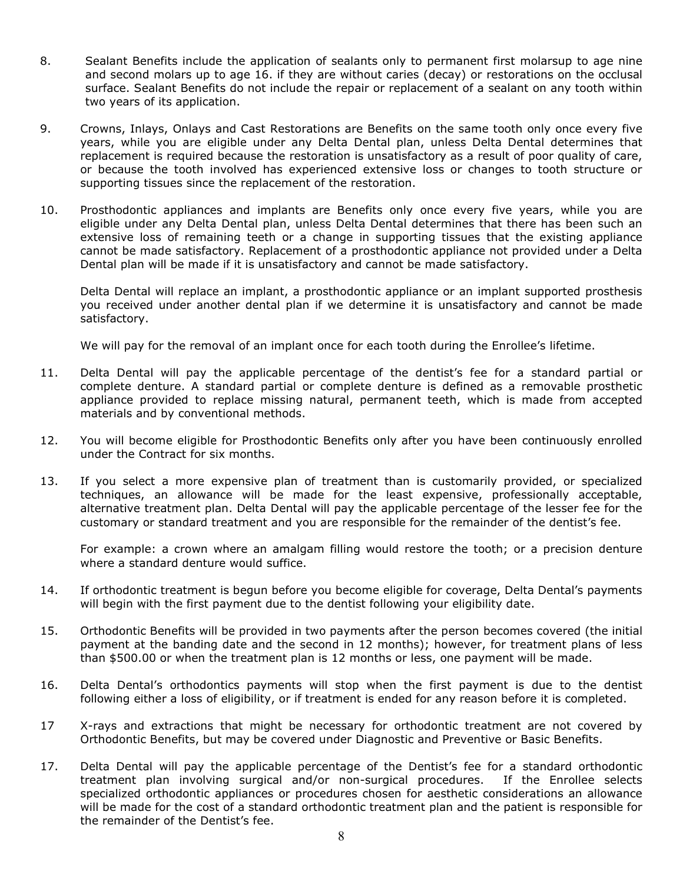8. Sealant Benefits include the application of sealants only to permanent first molarsup to age nine and second molars up to age 16. if they are without caries (decay) or restorations on the occlusal surface. Sealant Benefits do not include the repair or replacement of a sealant on any tooth within two years of its application.

9. Crowns, Inlays, Onlays and Cast Restorations are Benefits on the same tooth only once every five years, while you are eligible under any Delta Dental plan, unless Delta Dental determines that replacement is required because the restoration is unsatisfactory as a result of poor quality of care, or because the tooth involved has experienced extensive loss or changes to tooth structure or supporting tissues since the replacement of the restoration.

10. Prosthodontic appliances and implants are Benefits only once every five years, while you are eligible under any Delta Dental plan, unless Delta Dental determines that there has been such an extensive loss of remaining teeth or a change in supporting tissues that the existing appliance cannot be made satisfactory. Replacement of a prosthodontic appliance not provided under a Delta Dental plan will be made if it is unsatisfactory and cannot be made satisfactory.

    Delta Dental will replace an implant, a prosthodontic appliance or an implant supported prosthesis you received under another dental plan if we determine it is unsatisfactory and cannot be made satisfactory.

    We will pay for the removal of an implant once for each tooth during the Enrollee's lifetime.

11. Delta Dental will pay the applicable percentage of the dentist's fee for a standard partial or complete denture. A standard partial or complete denture is defined as a removable prosthetic appliance provided to replace missing natural, permanent teeth, which is made from accepted materials and by conventional methods.

12. You will become eligible for Prosthodontic Benefits only after you have been continuously enrolled under the Contract for six months.

13. If you select a more expensive plan of treatment than is customarily provided, or specialized techniques, an allowance will be made for the least expensive, professionally acceptable, alternative treatment plan. Delta Dental will pay the applicable percentage of the lesser fee for the customary or standard treatment and you are responsible for the remainder of the dentist's fee.

    For example: a crown where an amalgam filling would restore the tooth; or a precision denture where a standard denture would suffice.

14. If orthodontic treatment is begun before you become eligible for coverage, Delta Dental's payments will begin with the first payment due to the dentist following your eligibility date.

15. Orthodontic Benefits will be provided in two payments after the person becomes covered (the initial payment at the banding date and the second in 12 months); however, for treatment plans of less than $500.00 or when the treatment plan is 12 months or less, one payment will be made.

16. Delta Dental's orthodontics payments will stop when the first payment is due to the dentist following either a loss of eligibility, or if treatment is ended for any reason before it is completed.

17 X-rays and extractions that might be necessary for orthodontic treatment are not covered by Orthodontic Benefits, but may be covered under Diagnostic and Preventive or Basic Benefits.

17. Delta Dental will pay the applicable percentage of the Dentist's fee for a standard orthodontic treatment plan involving surgical and/or non-surgical procedures. If the Enrollee selects specialized orthodontic appliances or procedures chosen for aesthetic considerations an allowance will be made for the cost of a standard orthodontic treatment plan and the patient is responsible for the remainder of the Dentist's fee.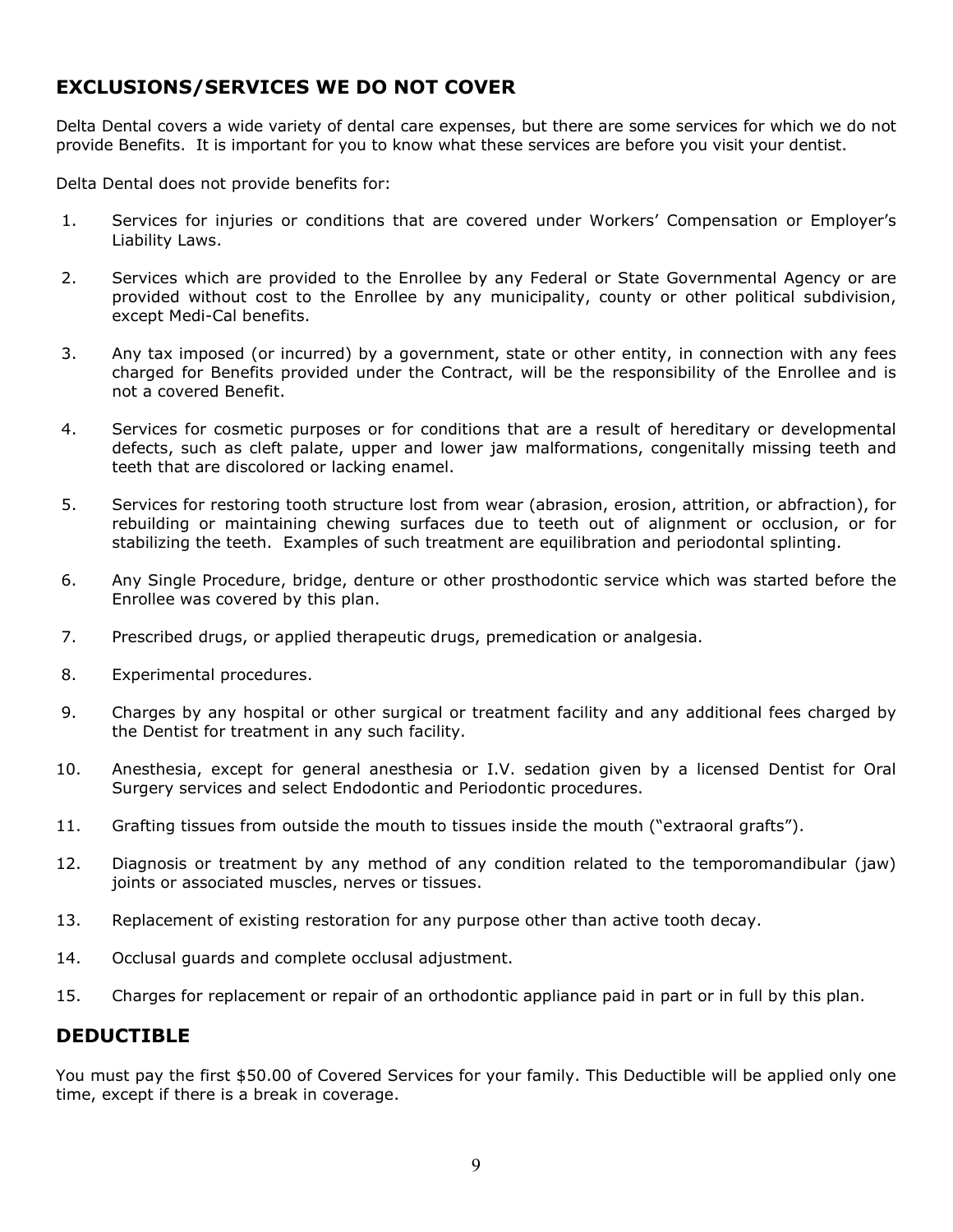## EXCLUSIONS/SERVICES WE DO NOT COVER

Delta Dental covers a wide variety of dental care expenses, but there are some services for which we do not provide Benefits. It is important for you to know what these services are before you visit your dentist.

Delta Dental does not provide benefits for:

1. Services for injuries or conditions that are covered under Workers' Compensation or Employer's Liability Laws.
2. Services which are provided to the Enrollee by any Federal or State Governmental Agency or are provided without cost to the Enrollee by any municipality, county or other political subdivision, except Medi-Cal benefits.
3. Any tax imposed (or incurred) by a government, state or other entity, in connection with any fees charged for Benefits provided under the Contract, will be the responsibility of the Enrollee and is not a covered Benefit.
4. Services for cosmetic purposes or for conditions that are a result of hereditary or developmental defects, such as cleft palate, upper and lower jaw malformations, congenitally missing teeth and teeth that are discolored or lacking enamel.
5. Services for restoring tooth structure lost from wear (abrasion, erosion, attrition, or abfraction), for rebuilding or maintaining chewing surfaces due to teeth out of alignment or occlusion, or for stabilizing the teeth. Examples of such treatment are equilibration and periodontal splinting.
6. Any Single Procedure, bridge, denture or other prosthodontic service which was started before the Enrollee was covered by this plan.
7. Prescribed drugs, or applied therapeutic drugs, premedication or analgesia.
8. Experimental procedures.
9. Charges by any hospital or other surgical or treatment facility and any additional fees charged by the Dentist for treatment in any such facility.
10. Anesthesia, except for general anesthesia or I.V. sedation given by a licensed Dentist for Oral Surgery services and select Endodontic and Periodontic procedures.
11. Grafting tissues from outside the mouth to tissues inside the mouth ("extraoral grafts").
12. Diagnosis or treatment by any method of any condition related to the temporomandibular (jaw) joints or associated muscles, nerves or tissues.
13. Replacement of existing restoration for any purpose other than active tooth decay.
14. Occlusal guards and complete occlusal adjustment.
15. Charges for replacement or repair of an orthodontic appliance paid in part or in full by this plan.

## DEDUCTIBLE

You must pay the first $50.00 of Covered Services for your family. This Deductible will be applied only one time, except if there is a break in coverage.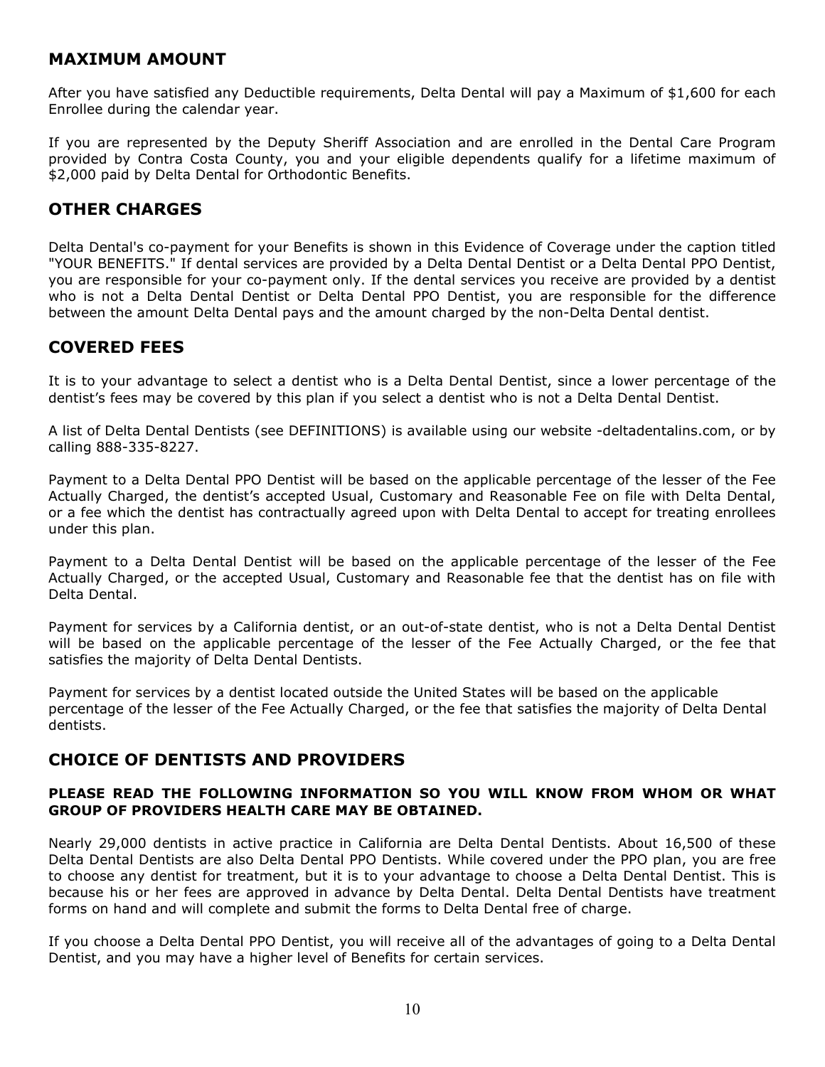## MAXIMUM AMOUNT

After you have satisfied any Deductible requirements, Delta Dental will pay a Maximum of $1,600 for each Enrollee during the calendar year.

If you are represented by the Deputy Sheriff Association and are enrolled in the Dental Care Program provided by Contra Costa County, you and your eligible dependents qualify for a lifetime maximum of $2,000 paid by Delta Dental for Orthodontic Benefits.

## OTHER CHARGES

Delta Dental's co-payment for your Benefits is shown in this Evidence of Coverage under the caption titled "YOUR BENEFITS." If dental services are provided by a Delta Dental Dentist or a Delta Dental PPO Dentist, you are responsible for your co-payment only. If the dental services you receive are provided by a dentist who is not a Delta Dental Dentist or Delta Dental PPO Dentist, you are responsible for the difference between the amount Delta Dental pays and the amount charged by the non-Delta Dental dentist.

## COVERED FEES

It is to your advantage to select a dentist who is a Delta Dental Dentist, since a lower percentage of the dentist's fees may be covered by this plan if you select a dentist who is not a Delta Dental Dentist.

A list of Delta Dental Dentists (see DEFINITIONS) is available using our website -deltadentalins.com, or by calling 888-335-8227.

Payment to a Delta Dental PPO Dentist will be based on the applicable percentage of the lesser of the Fee Actually Charged, the dentist's accepted Usual, Customary and Reasonable Fee on file with Delta Dental, or a fee which the dentist has contractually agreed upon with Delta Dental to accept for treating enrollees under this plan.

Payment to a Delta Dental Dentist will be based on the applicable percentage of the lesser of the Fee Actually Charged, or the accepted Usual, Customary and Reasonable fee that the dentist has on file with Delta Dental.

Payment for services by a California dentist, or an out-of-state dentist, who is not a Delta Dental Dentist will be based on the applicable percentage of the lesser of the Fee Actually Charged, or the fee that satisfies the majority of Delta Dental Dentists.

Payment for services by a dentist located outside the United States will be based on the applicable percentage of the lesser of the Fee Actually Charged, or the fee that satisfies the majority of Delta Dental dentists.

## CHOICE OF DENTISTS AND PROVIDERS

**PLEASE READ THE FOLLOWING INFORMATION SO YOU WILL KNOW FROM WHOM OR WHAT GROUP OF PROVIDERS HEALTH CARE MAY BE OBTAINED.**

Nearly 29,000 dentists in active practice in California are Delta Dental Dentists. About 16,500 of these Delta Dental Dentists are also Delta Dental PPO Dentists. While covered under the PPO plan, you are free to choose any dentist for treatment, but it is to your advantage to choose a Delta Dental Dentist. This is because his or her fees are approved in advance by Delta Dental. Delta Dental Dentists have treatment forms on hand and will complete and submit the forms to Delta Dental free of charge.

If you choose a Delta Dental PPO Dentist, you will receive all of the advantages of going to a Delta Dental Dentist, and you may have a higher level of Benefits for certain services.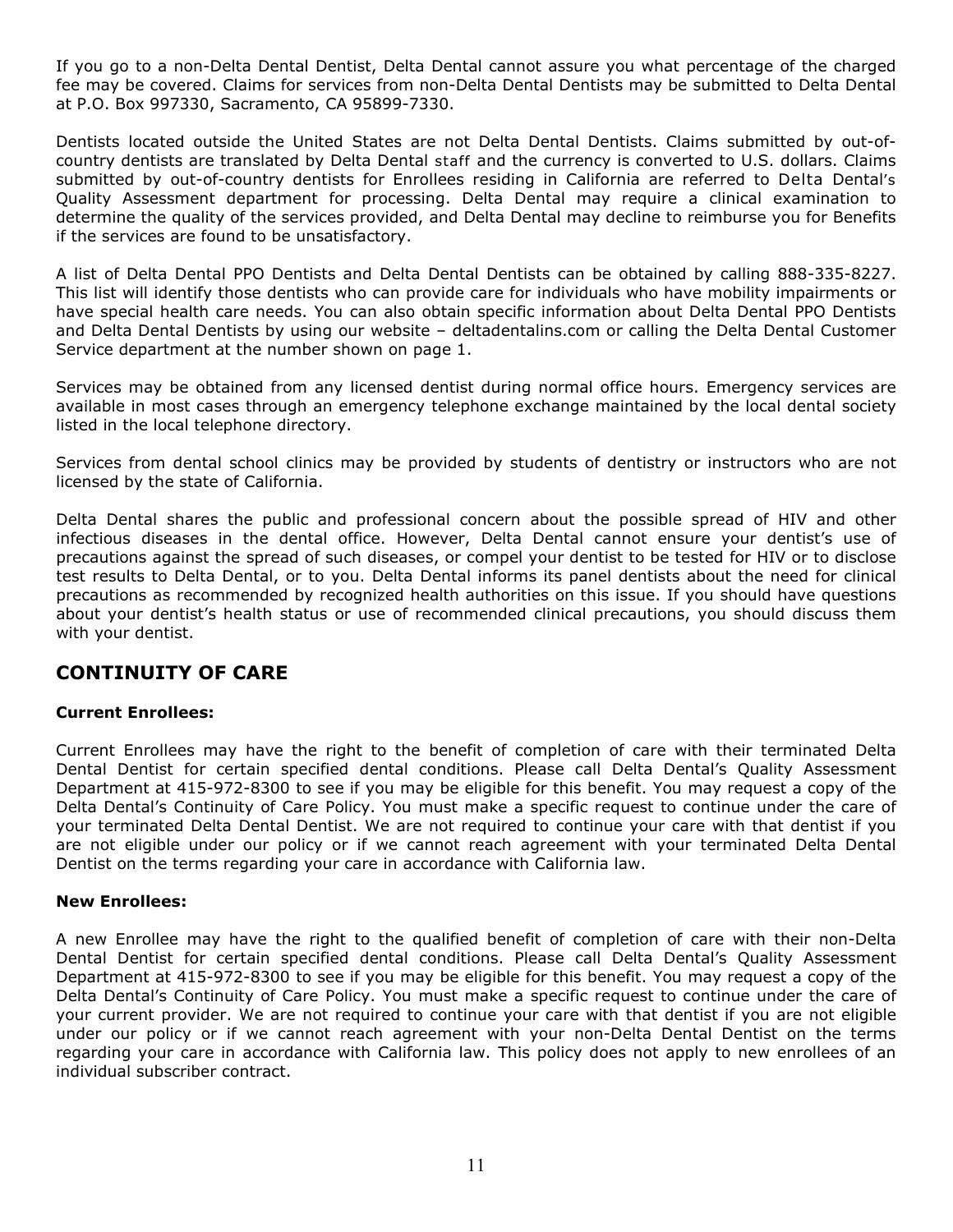If you go to a non-Delta Dental Dentist, Delta Dental cannot assure you what percentage of the charged fee may be covered. Claims for services from non-Delta Dental Dentists may be submitted to Delta Dental at P.O. Box 997330, Sacramento, CA 95899-7330.

Dentists located outside the United States are not Delta Dental Dentists. Claims submitted by out-of-country dentists are translated by Delta Dental staff and the currency is converted to U.S. dollars. Claims submitted by out-of-country dentists for Enrollees residing in California are referred to Delta Dental's Quality Assessment department for processing. Delta Dental may require a clinical examination to determine the quality of the services provided, and Delta Dental may decline to reimburse you for Benefits if the services are found to be unsatisfactory.

A list of Delta Dental PPO Dentists and Delta Dental Dentists can be obtained by calling 888-335-8227. This list will identify those dentists who can provide care for individuals who have mobility impairments or have special health care needs. You can also obtain specific information about Delta Dental PPO Dentists and Delta Dental Dentists by using our website – deltadentalins.com or calling the Delta Dental Customer Service department at the number shown on page 1.

Services may be obtained from any licensed dentist during normal office hours. Emergency services are available in most cases through an emergency telephone exchange maintained by the local dental society listed in the local telephone directory.

Services from dental school clinics may be provided by students of dentistry or instructors who are not licensed by the state of California.

Delta Dental shares the public and professional concern about the possible spread of HIV and other infectious diseases in the dental office. However, Delta Dental cannot ensure your dentist's use of precautions against the spread of such diseases, or compel your dentist to be tested for HIV or to disclose test results to Delta Dental, or to you. Delta Dental informs its panel dentists about the need for clinical precautions as recommended by recognized health authorities on this issue. If you should have questions about your dentist's health status or use of recommended clinical precautions, you should discuss them with your dentist.

## CONTINUITY OF CARE

**Current Enrollees:**

Current Enrollees may have the right to the benefit of completion of care with their terminated Delta Dental Dentist for certain specified dental conditions. Please call Delta Dental's Quality Assessment Department at 415-972-8300 to see if you may be eligible for this benefit. You may request a copy of the Delta Dental's Continuity of Care Policy. You must make a specific request to continue under the care of your terminated Delta Dental Dentist. We are not required to continue your care with that dentist if you are not eligible under our policy or if we cannot reach agreement with your terminated Delta Dental Dentist on the terms regarding your care in accordance with California law.

**New Enrollees:**

A new Enrollee may have the right to the qualified benefit of completion of care with their non-Delta Dental Dentist for certain specified dental conditions. Please call Delta Dental's Quality Assessment Department at 415-972-8300 to see if you may be eligible for this benefit. You may request a copy of the Delta Dental's Continuity of Care Policy. You must make a specific request to continue under the care of your current provider. We are not required to continue your care with that dentist if you are not eligible under our policy or if we cannot reach agreement with your non-Delta Dental Dentist on the terms regarding your care in accordance with California law. This policy does not apply to new enrollees of an individual subscriber contract.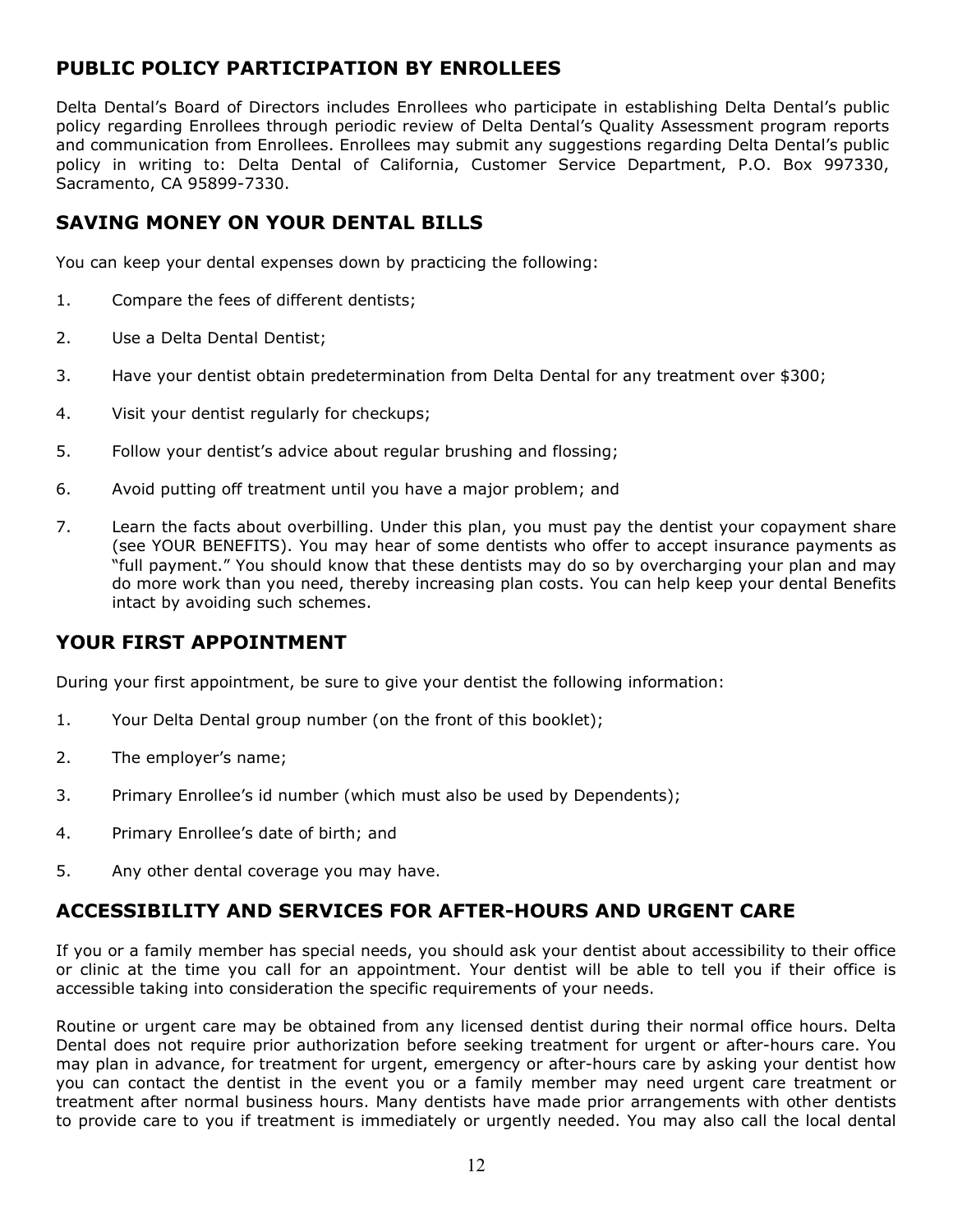## PUBLIC POLICY PARTICIPATION BY ENROLLEES

Delta Dental's Board of Directors includes Enrollees who participate in establishing Delta Dental's public policy regarding Enrollees through periodic review of Delta Dental's Quality Assessment program reports and communication from Enrollees. Enrollees may submit any suggestions regarding Delta Dental's public policy in writing to: Delta Dental of California, Customer Service Department, P.O. Box 997330, Sacramento, CA 95899-7330.

## SAVING MONEY ON YOUR DENTAL BILLS

You can keep your dental expenses down by practicing the following:

1. Compare the fees of different dentists;
2. Use a Delta Dental Dentist;
3. Have your dentist obtain predetermination from Delta Dental for any treatment over $300;
4. Visit your dentist regularly for checkups;
5. Follow your dentist's advice about regular brushing and flossing;
6. Avoid putting off treatment until you have a major problem; and
7. Learn the facts about overbilling. Under this plan, you must pay the dentist your copayment share (see YOUR BENEFITS). You may hear of some dentists who offer to accept insurance payments as "full payment." You should know that these dentists may do so by overcharging your plan and may do more work than you need, thereby increasing plan costs. You can help keep your dental Benefits intact by avoiding such schemes.

## YOUR FIRST APPOINTMENT

During your first appointment, be sure to give your dentist the following information:

1. Your Delta Dental group number (on the front of this booklet);
2. The employer's name;
3. Primary Enrollee's id number (which must also be used by Dependents);
4. Primary Enrollee's date of birth; and
5. Any other dental coverage you may have.

## ACCESSIBILITY AND SERVICES FOR AFTER-HOURS AND URGENT CARE

If you or a family member has special needs, you should ask your dentist about accessibility to their office or clinic at the time you call for an appointment. Your dentist will be able to tell you if their office is accessible taking into consideration the specific requirements of your needs.

Routine or urgent care may be obtained from any licensed dentist during their normal office hours. Delta Dental does not require prior authorization before seeking treatment for urgent or after-hours care. You may plan in advance, for treatment for urgent, emergency or after-hours care by asking your dentist how you can contact the dentist in the event you or a family member may need urgent care treatment or treatment after normal business hours. Many dentists have made prior arrangements with other dentists to provide care to you if treatment is immediately or urgently needed. You may also call the local dental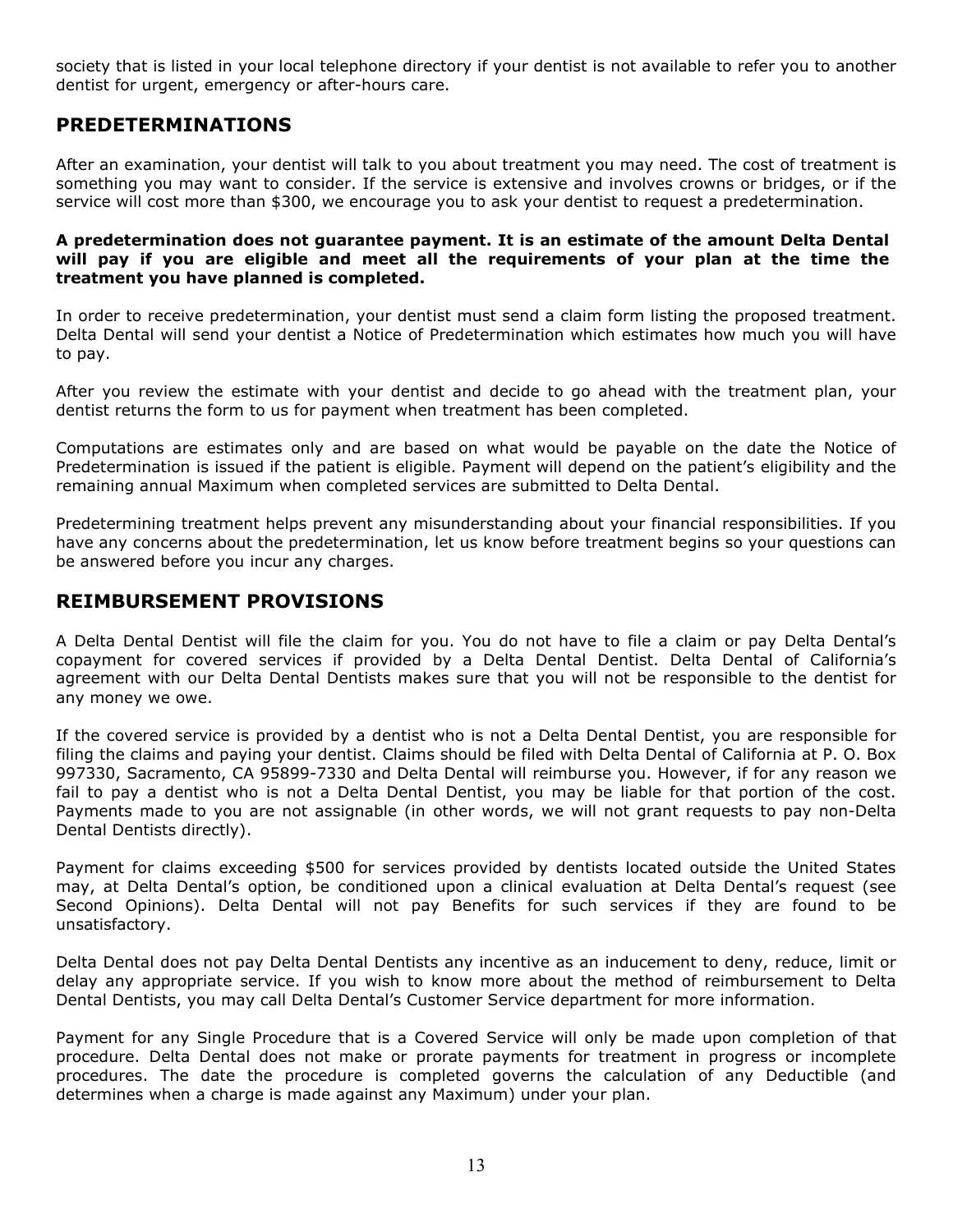society that is listed in your local telephone directory if your dentist is not available to refer you to another dentist for urgent, emergency or after-hours care.

## PREDETERMINATIONS

After an examination, your dentist will talk to you about treatment you may need. The cost of treatment is something you may want to consider. If the service is extensive and involves crowns or bridges, or if the service will cost more than $300, we encourage you to ask your dentist to request a predetermination.

**A predetermination does not guarantee payment. It is an estimate of the amount Delta Dental will pay if you are eligible and meet all the requirements of your plan at the time the treatment you have planned is completed.**

In order to receive predetermination, your dentist must send a claim form listing the proposed treatment. Delta Dental will send your dentist a Notice of Predetermination which estimates how much you will have to pay.

After you review the estimate with your dentist and decide to go ahead with the treatment plan, your dentist returns the form to us for payment when treatment has been completed.

Computations are estimates only and are based on what would be payable on the date the Notice of Predetermination is issued if the patient is eligible. Payment will depend on the patient's eligibility and the remaining annual Maximum when completed services are submitted to Delta Dental.

Predetermining treatment helps prevent any misunderstanding about your financial responsibilities. If you have any concerns about the predetermination, let us know before treatment begins so your questions can be answered before you incur any charges.

## REIMBURSEMENT PROVISIONS

A Delta Dental Dentist will file the claim for you. You do not have to file a claim or pay Delta Dental's copayment for covered services if provided by a Delta Dental Dentist. Delta Dental of California's agreement with our Delta Dental Dentists makes sure that you will not be responsible to the dentist for any money we owe.

If the covered service is provided by a dentist who is not a Delta Dental Dentist, you are responsible for filing the claims and paying your dentist. Claims should be filed with Delta Dental of California at P. O. Box 997330, Sacramento, CA 95899-7330 and Delta Dental will reimburse you. However, if for any reason we fail to pay a dentist who is not a Delta Dental Dentist, you may be liable for that portion of the cost. Payments made to you are not assignable (in other words, we will not grant requests to pay non-Delta Dental Dentists directly).

Payment for claims exceeding $500 for services provided by dentists located outside the United States may, at Delta Dental's option, be conditioned upon a clinical evaluation at Delta Dental's request (see Second Opinions). Delta Dental will not pay Benefits for such services if they are found to be unsatisfactory.

Delta Dental does not pay Delta Dental Dentists any incentive as an inducement to deny, reduce, limit or delay any appropriate service. If you wish to know more about the method of reimbursement to Delta Dental Dentists, you may call Delta Dental's Customer Service department for more information.

Payment for any Single Procedure that is a Covered Service will only be made upon completion of that procedure. Delta Dental does not make or prorate payments for treatment in progress or incomplete procedures. The date the procedure is completed governs the calculation of any Deductible (and determines when a charge is made against any Maximum) under your plan.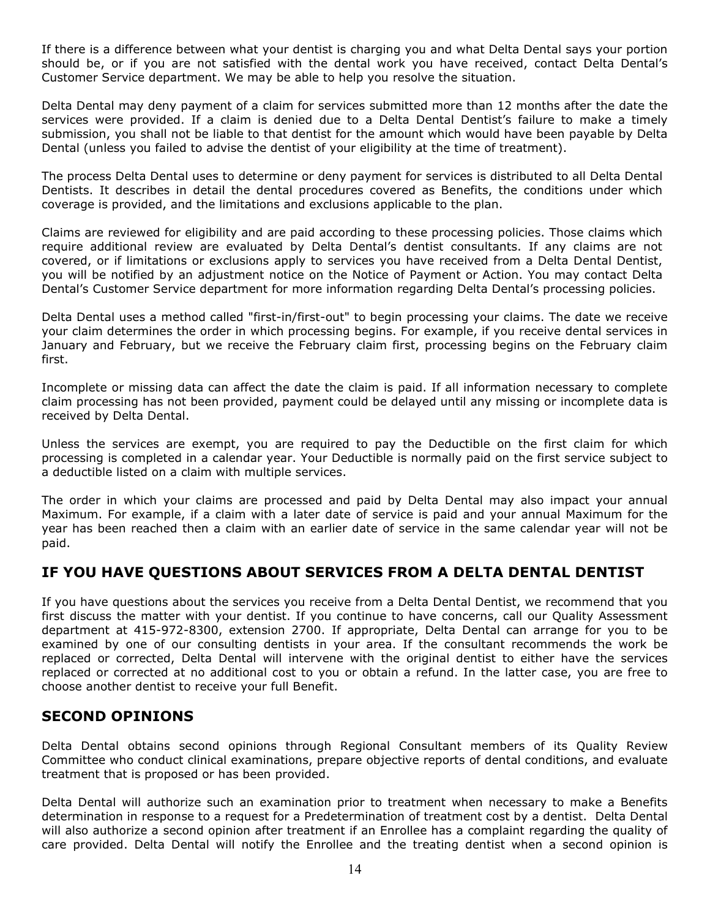If there is a difference between what your dentist is charging you and what Delta Dental says your portion should be, or if you are not satisfied with the dental work you have received, contact Delta Dental's Customer Service department. We may be able to help you resolve the situation.

Delta Dental may deny payment of a claim for services submitted more than 12 months after the date the services were provided. If a claim is denied due to a Delta Dental Dentist's failure to make a timely submission, you shall not be liable to that dentist for the amount which would have been payable by Delta Dental (unless you failed to advise the dentist of your eligibility at the time of treatment).

The process Delta Dental uses to determine or deny payment for services is distributed to all Delta Dental Dentists. It describes in detail the dental procedures covered as Benefits, the conditions under which coverage is provided, and the limitations and exclusions applicable to the plan.

Claims are reviewed for eligibility and are paid according to these processing policies. Those claims which require additional review are evaluated by Delta Dental's dentist consultants. If any claims are not covered, or if limitations or exclusions apply to services you have received from a Delta Dental Dentist, you will be notified by an adjustment notice on the Notice of Payment or Action. You may contact Delta Dental's Customer Service department for more information regarding Delta Dental's processing policies.

Delta Dental uses a method called "first-in/first-out" to begin processing your claims. The date we receive your claim determines the order in which processing begins. For example, if you receive dental services in January and February, but we receive the February claim first, processing begins on the February claim first.

Incomplete or missing data can affect the date the claim is paid. If all information necessary to complete claim processing has not been provided, payment could be delayed until any missing or incomplete data is received by Delta Dental.

Unless the services are exempt, you are required to pay the Deductible on the first claim for which processing is completed in a calendar year. Your Deductible is normally paid on the first service subject to a deductible listed on a claim with multiple services.

The order in which your claims are processed and paid by Delta Dental may also impact your annual Maximum. For example, if a claim with a later date of service is paid and your annual Maximum for the year has been reached then a claim with an earlier date of service in the same calendar year will not be paid.

## IF YOU HAVE QUESTIONS ABOUT SERVICES FROM A DELTA DENTAL DENTIST

If you have questions about the services you receive from a Delta Dental Dentist, we recommend that you first discuss the matter with your dentist. If you continue to have concerns, call our Quality Assessment department at 415-972-8300, extension 2700. If appropriate, Delta Dental can arrange for you to be examined by one of our consulting dentists in your area. If the consultant recommends the work be replaced or corrected, Delta Dental will intervene with the original dentist to either have the services replaced or corrected at no additional cost to you or obtain a refund. In the latter case, you are free to choose another dentist to receive your full Benefit.

## SECOND OPINIONS

Delta Dental obtains second opinions through Regional Consultant members of its Quality Review Committee who conduct clinical examinations, prepare objective reports of dental conditions, and evaluate treatment that is proposed or has been provided.

Delta Dental will authorize such an examination prior to treatment when necessary to make a Benefits determination in response to a request for a Predetermination of treatment cost by a dentist. Delta Dental will also authorize a second opinion after treatment if an Enrollee has a complaint regarding the quality of care provided. Delta Dental will notify the Enrollee and the treating dentist when a second opinion is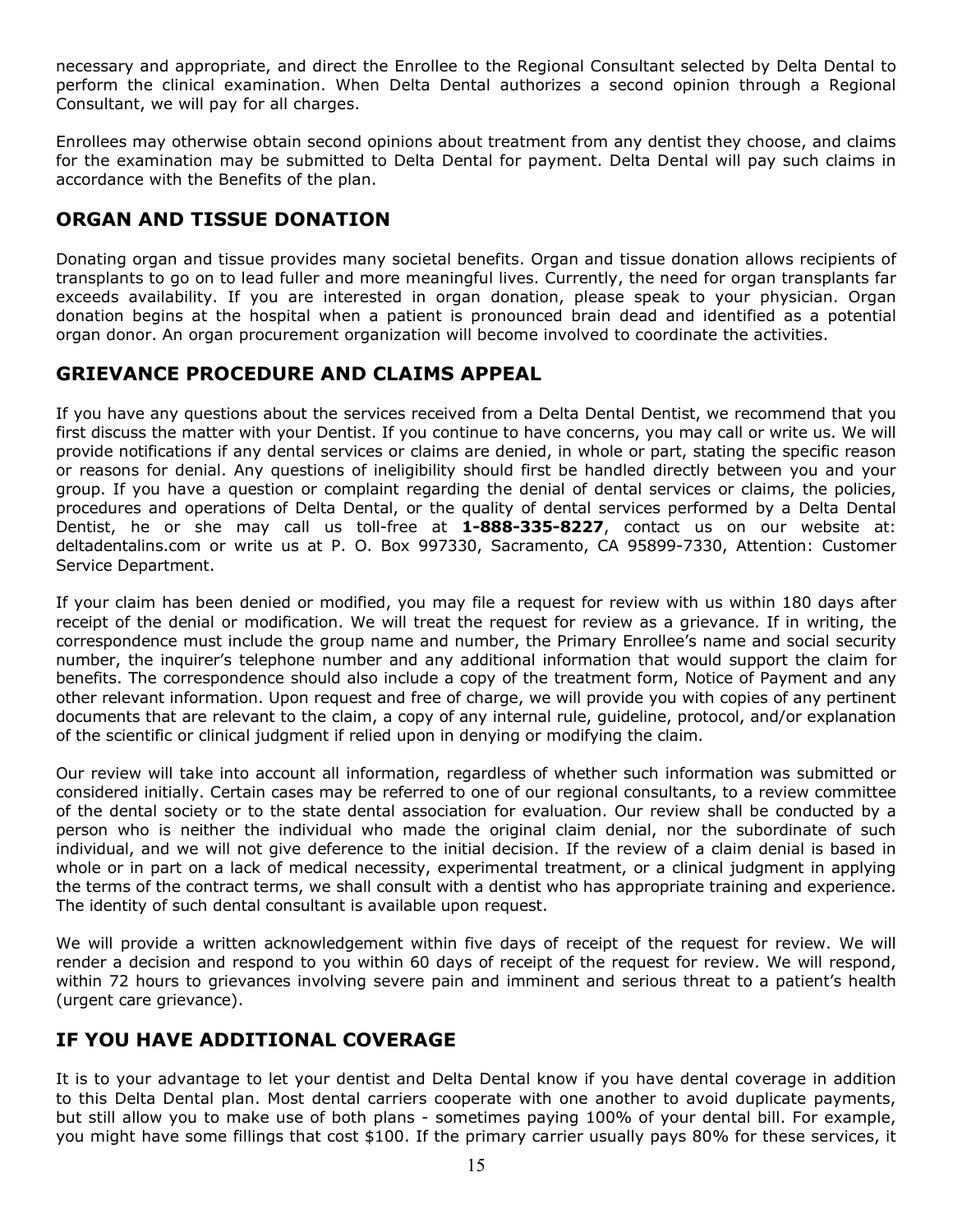necessary and appropriate, and direct the Enrollee to the Regional Consultant selected by Delta Dental to perform the clinical examination. When Delta Dental authorizes a second opinion through a Regional Consultant, we will pay for all charges.

Enrollees may otherwise obtain second opinions about treatment from any dentist they choose, and claims for the examination may be submitted to Delta Dental for payment. Delta Dental will pay such claims in accordance with the Benefits of the plan.

## ORGAN AND TISSUE DONATION

Donating organ and tissue provides many societal benefits. Organ and tissue donation allows recipients of transplants to go on to lead fuller and more meaningful lives. Currently, the need for organ transplants far exceeds availability. If you are interested in organ donation, please speak to your physician. Organ donation begins at the hospital when a patient is pronounced brain dead and identified as a potential organ donor. An organ procurement organization will become involved to coordinate the activities.

## GRIEVANCE PROCEDURE AND CLAIMS APPEAL

If you have any questions about the services received from a Delta Dental Dentist, we recommend that you first discuss the matter with your Dentist. If you continue to have concerns, you may call or write us. We will provide notifications if any dental services or claims are denied, in whole or part, stating the specific reason or reasons for denial. Any questions of ineligibility should first be handled directly between you and your group. If you have a question or complaint regarding the denial of dental services or claims, the policies, procedures and operations of Delta Dental, or the quality of dental services performed by a Delta Dental Dentist, he or she may call us toll-free at **1-888-335-8227**, contact us on our website at: deltadentalins.com or write us at P. O. Box 997330, Sacramento, CA 95899-7330, Attention: Customer Service Department.

If your claim has been denied or modified, you may file a request for review with us within 180 days after receipt of the denial or modification. We will treat the request for review as a grievance. If in writing, the correspondence must include the group name and number, the Primary Enrollee's name and social security number, the inquirer's telephone number and any additional information that would support the claim for benefits. The correspondence should also include a copy of the treatment form, Notice of Payment and any other relevant information. Upon request and free of charge, we will provide you with copies of any pertinent documents that are relevant to the claim, a copy of any internal rule, guideline, protocol, and/or explanation of the scientific or clinical judgment if relied upon in denying or modifying the claim.

Our review will take into account all information, regardless of whether such information was submitted or considered initially. Certain cases may be referred to one of our regional consultants, to a review committee of the dental society or to the state dental association for evaluation. Our review shall be conducted by a person who is neither the individual who made the original claim denial, nor the subordinate of such individual, and we will not give deference to the initial decision. If the review of a claim denial is based in whole or in part on a lack of medical necessity, experimental treatment, or a clinical judgment in applying the terms of the contract terms, we shall consult with a dentist who has appropriate training and experience. The identity of such dental consultant is available upon request.

We will provide a written acknowledgement within five days of receipt of the request for review. We will render a decision and respond to you within 60 days of receipt of the request for review. We will respond, within 72 hours to grievances involving severe pain and imminent and serious threat to a patient's health (urgent care grievance).

## IF YOU HAVE ADDITIONAL COVERAGE

It is to your advantage to let your dentist and Delta Dental know if you have dental coverage in addition to this Delta Dental plan. Most dental carriers cooperate with one another to avoid duplicate payments, but still allow you to make use of both plans - sometimes paying 100% of your dental bill. For example, you might have some fillings that cost $100. If the primary carrier usually pays 80% for these services, it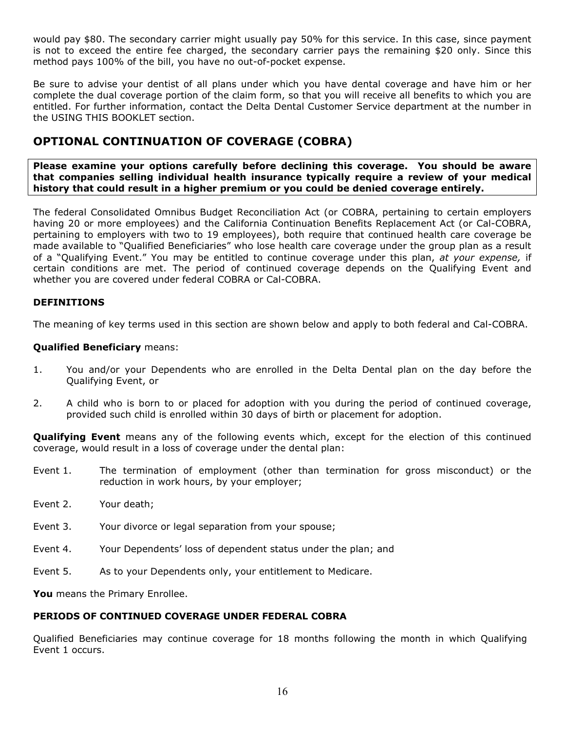would pay $80. The secondary carrier might usually pay 50% for this service. In this case, since payment is not to exceed the entire fee charged, the secondary carrier pays the remaining $20 only. Since this method pays 100% of the bill, you have no out-of-pocket expense.

Be sure to advise your dentist of all plans under which you have dental coverage and have him or her complete the dual coverage portion of the claim form, so that you will receive all benefits to which you are entitled. For further information, contact the Delta Dental Customer Service department at the number in the USING THIS BOOKLET section.

## OPTIONAL CONTINUATION OF COVERAGE (COBRA)

**Please examine your options carefully before declining this coverage. You should be aware that companies selling individual health insurance typically require a review of your medical history that could result in a higher premium or you could be denied coverage entirely.**

The federal Consolidated Omnibus Budget Reconciliation Act (or COBRA, pertaining to certain employers having 20 or more employees) and the California Continuation Benefits Replacement Act (or Cal-COBRA, pertaining to employers with two to 19 employees), both require that continued health care coverage be made available to "Qualified Beneficiaries" who lose health care coverage under the group plan as a result of a "Qualifying Event." You may be entitled to continue coverage under this plan, *at your expense,* if certain conditions are met. The period of continued coverage depends on the Qualifying Event and whether you are covered under federal COBRA or Cal-COBRA.

### DEFINITIONS

The meaning of key terms used in this section are shown below and apply to both federal and Cal-COBRA.

**Qualified Beneficiary** means:

1. You and/or your Dependents who are enrolled in the Delta Dental plan on the day before the Qualifying Event, or
2. A child who is born to or placed for adoption with you during the period of continued coverage, provided such child is enrolled within 30 days of birth or placement for adoption.

**Qualifying Event** means any of the following events which, except for the election of this continued coverage, would result in a loss of coverage under the dental plan:

Event 1. The termination of employment (other than termination for gross misconduct) or the reduction in work hours, by your employer;

Event 2. Your death;

Event 3. Your divorce or legal separation from your spouse;

Event 4. Your Dependents' loss of dependent status under the plan; and

Event 5. As to your Dependents only, your entitlement to Medicare.

**You** means the Primary Enrollee.

### PERIODS OF CONTINUED COVERAGE UNDER FEDERAL COBRA

Qualified Beneficiaries may continue coverage for 18 months following the month in which Qualifying Event 1 occurs.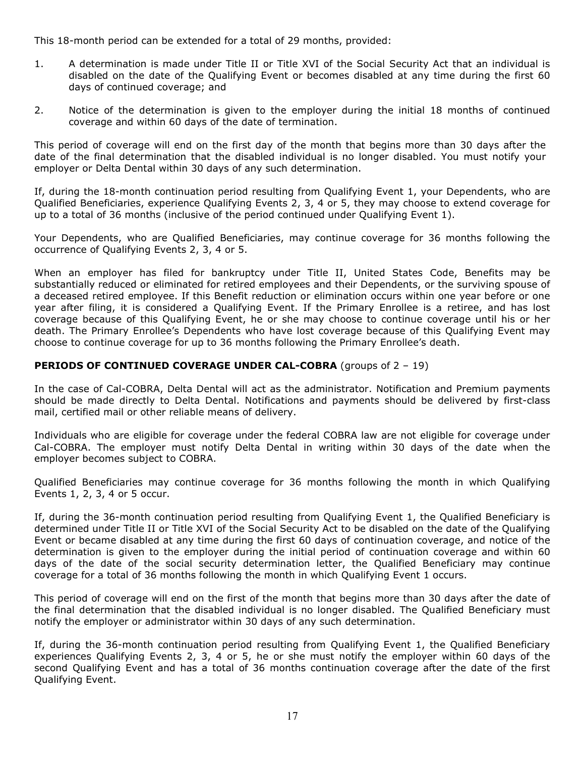This 18-month period can be extended for a total of 29 months, provided:

1. A determination is made under Title II or Title XVI of the Social Security Act that an individual is disabled on the date of the Qualifying Event or becomes disabled at any time during the first 60 days of continued coverage; and
2. Notice of the determination is given to the employer during the initial 18 months of continued coverage and within 60 days of the date of termination.

This period of coverage will end on the first day of the month that begins more than 30 days after the date of the final determination that the disabled individual is no longer disabled. You must notify your employer or Delta Dental within 30 days of any such determination.

If, during the 18-month continuation period resulting from Qualifying Event 1, your Dependents, who are Qualified Beneficiaries, experience Qualifying Events 2, 3, 4 or 5, they may choose to extend coverage for up to a total of 36 months (inclusive of the period continued under Qualifying Event 1).

Your Dependents, who are Qualified Beneficiaries, may continue coverage for 36 months following the occurrence of Qualifying Events 2, 3, 4 or 5.

When an employer has filed for bankruptcy under Title II, United States Code, Benefits may be substantially reduced or eliminated for retired employees and their Dependents, or the surviving spouse of a deceased retired employee. If this Benefit reduction or elimination occurs within one year before or one year after filing, it is considered a Qualifying Event. If the Primary Enrollee is a retiree, and has lost coverage because of this Qualifying Event, he or she may choose to continue coverage until his or her death. The Primary Enrollee's Dependents who have lost coverage because of this Qualifying Event may choose to continue coverage for up to 36 months following the Primary Enrollee's death.

**PERIODS OF CONTINUED COVERAGE UNDER CAL-COBRA** (groups of 2 – 19)

In the case of Cal-COBRA, Delta Dental will act as the administrator. Notification and Premium payments should be made directly to Delta Dental. Notifications and payments should be delivered by first-class mail, certified mail or other reliable means of delivery.

Individuals who are eligible for coverage under the federal COBRA law are not eligible for coverage under Cal-COBRA. The employer must notify Delta Dental in writing within 30 days of the date when the employer becomes subject to COBRA.

Qualified Beneficiaries may continue coverage for 36 months following the month in which Qualifying Events 1, 2, 3, 4 or 5 occur.

If, during the 36-month continuation period resulting from Qualifying Event 1, the Qualified Beneficiary is determined under Title II or Title XVI of the Social Security Act to be disabled on the date of the Qualifying Event or became disabled at any time during the first 60 days of continuation coverage, and notice of the determination is given to the employer during the initial period of continuation coverage and within 60 days of the date of the social security determination letter, the Qualified Beneficiary may continue coverage for a total of 36 months following the month in which Qualifying Event 1 occurs.

This period of coverage will end on the first of the month that begins more than 30 days after the date of the final determination that the disabled individual is no longer disabled. The Qualified Beneficiary must notify the employer or administrator within 30 days of any such determination.

If, during the 36-month continuation period resulting from Qualifying Event 1, the Qualified Beneficiary experiences Qualifying Events 2, 3, 4 or 5, he or she must notify the employer within 60 days of the second Qualifying Event and has a total of 36 months continuation coverage after the date of the first Qualifying Event.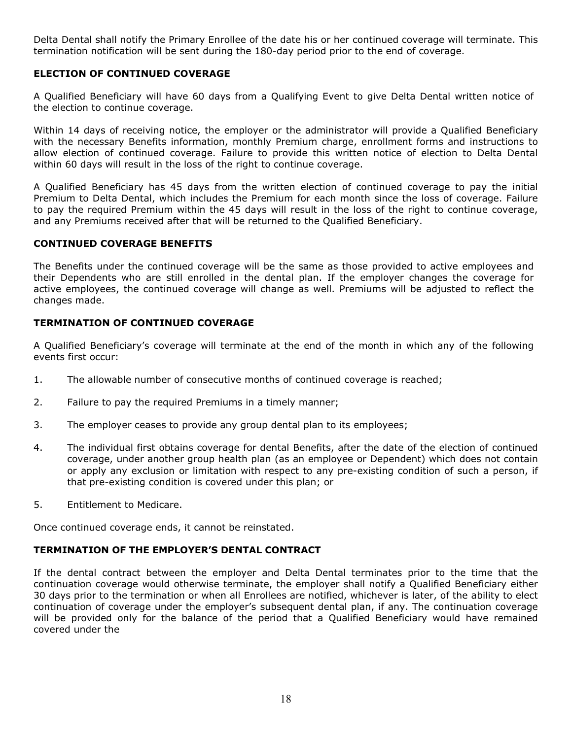Delta Dental shall notify the Primary Enrollee of the date his or her continued coverage will terminate. This termination notification will be sent during the 180-day period prior to the end of coverage.

### ELECTION OF CONTINUED COVERAGE

A Qualified Beneficiary will have 60 days from a Qualifying Event to give Delta Dental written notice of the election to continue coverage.

Within 14 days of receiving notice, the employer or the administrator will provide a Qualified Beneficiary with the necessary Benefits information, monthly Premium charge, enrollment forms and instructions to allow election of continued coverage. Failure to provide this written notice of election to Delta Dental within 60 days will result in the loss of the right to continue coverage.

A Qualified Beneficiary has 45 days from the written election of continued coverage to pay the initial Premium to Delta Dental, which includes the Premium for each month since the loss of coverage. Failure to pay the required Premium within the 45 days will result in the loss of the right to continue coverage, and any Premiums received after that will be returned to the Qualified Beneficiary.

### CONTINUED COVERAGE BENEFITS

The Benefits under the continued coverage will be the same as those provided to active employees and their Dependents who are still enrolled in the dental plan. If the employer changes the coverage for active employees, the continued coverage will change as well. Premiums will be adjusted to reflect the changes made.

### TERMINATION OF CONTINUED COVERAGE

A Qualified Beneficiary's coverage will terminate at the end of the month in which any of the following events first occur:

1. The allowable number of consecutive months of continued coverage is reached;
2. Failure to pay the required Premiums in a timely manner;
3. The employer ceases to provide any group dental plan to its employees;
4. The individual first obtains coverage for dental Benefits, after the date of the election of continued coverage, under another group health plan (as an employee or Dependent) which does not contain or apply any exclusion or limitation with respect to any pre-existing condition of such a person, if that pre-existing condition is covered under this plan; or
5. Entitlement to Medicare.

Once continued coverage ends, it cannot be reinstated.

### TERMINATION OF THE EMPLOYER'S DENTAL CONTRACT

If the dental contract between the employer and Delta Dental terminates prior to the time that the continuation coverage would otherwise terminate, the employer shall notify a Qualified Beneficiary either 30 days prior to the termination or when all Enrollees are notified, whichever is later, of the ability to elect continuation of coverage under the employer's subsequent dental plan, if any. The continuation coverage will be provided only for the balance of the period that a Qualified Beneficiary would have remained covered under the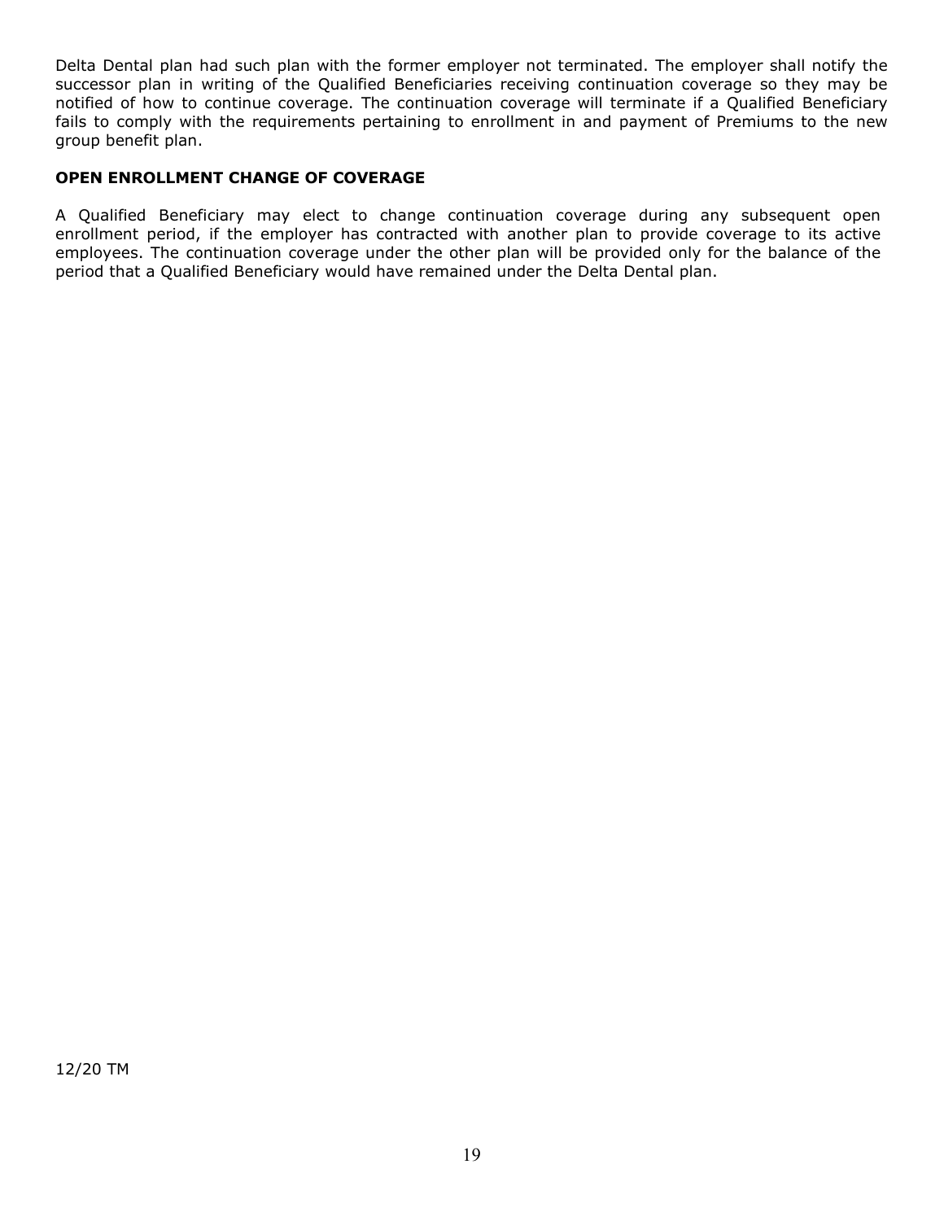Delta Dental plan had such plan with the former employer not terminated. The employer shall notify the successor plan in writing of the Qualified Beneficiaries receiving continuation coverage so they may be notified of how to continue coverage. The continuation coverage will terminate if a Qualified Beneficiary fails to comply with the requirements pertaining to enrollment in and payment of Premiums to the new group benefit plan.

**OPEN ENROLLMENT CHANGE OF COVERAGE**

A Qualified Beneficiary may elect to change continuation coverage during any subsequent open enrollment period, if the employer has contracted with another plan to provide coverage to its active employees. The continuation coverage under the other plan will be provided only for the balance of the period that a Qualified Beneficiary would have remained under the Delta Dental plan.

12/20 TM